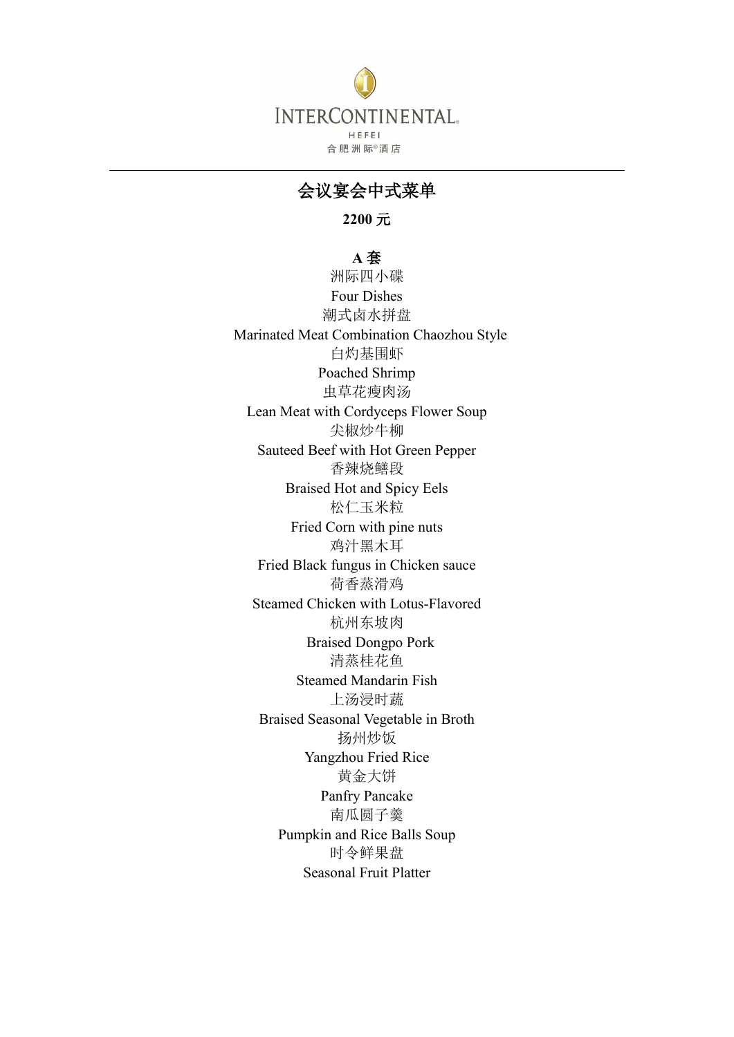INTERCONTINENTAL

HEFEI

合肥洲际®酒店

---

# 会议宴会中式菜单

**2200 元**

**A 套**

洲际四小碟

Four Dishes

潮式卤水拼盘

Marinated Meat Combination Chaozhou Style

白灼基围虾

Poached Shrimp

虫草花瘦肉汤

Lean Meat with Cordyceps Flower Soup

尖椒炒牛柳

Sauteed Beef with Hot Green Pepper

香辣烧鳝段

Braised Hot and Spicy Eels

松仁玉米粒

Fried Corn with pine nuts

鸡汁黑木耳

Fried Black fungus in Chicken sauce

荷香蒸滑鸡

Steamed Chicken with Lotus-Flavored

杭州东坡肉

Braised Dongpo Pork

清蒸桂花鱼

Steamed Mandarin Fish

上汤浸时蔬

Braised Seasonal Vegetable in Broth

扬州炒饭

Yangzhou Fried Rice

黄金大饼

Panfry Pancake

南瓜圆子羹

Pumpkin and Rice Balls Soup

时令鲜果盘

Seasonal Fruit Platter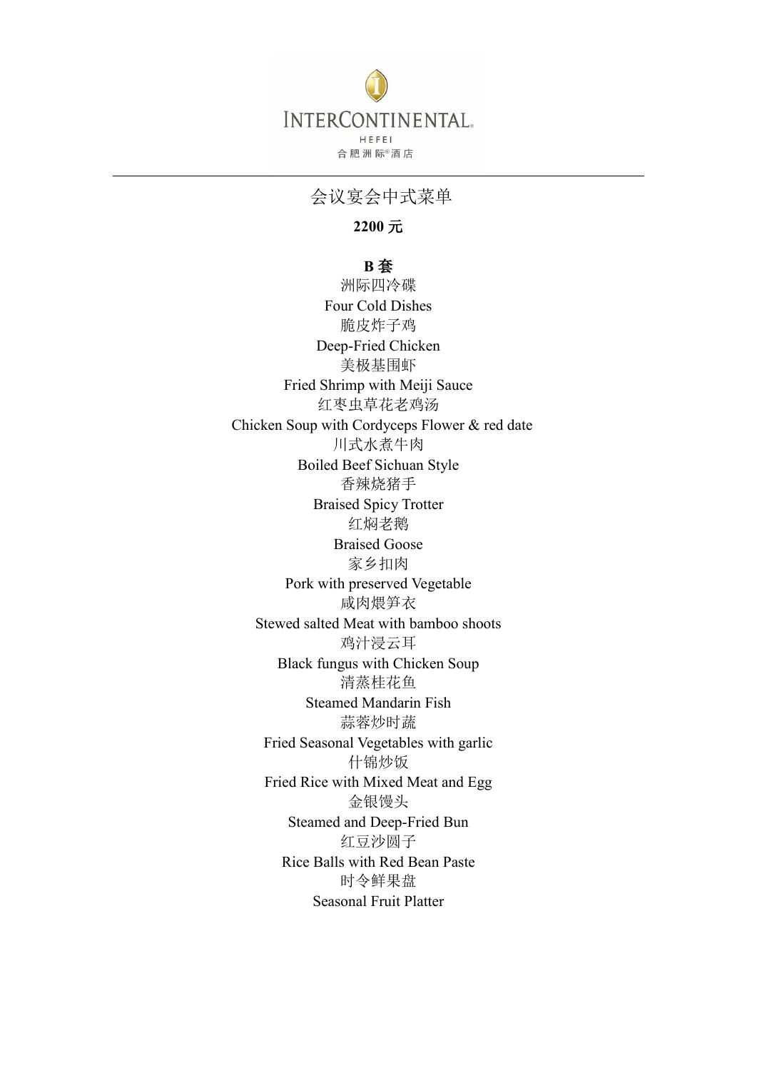INTERCONTINENTAL.
HEFEI
合肥洲际®酒店

---

# 会议宴会中式菜单

**2200 元**

**B 套**

洲际四冷碟
Four Cold Dishes
脆皮炸子鸡
Deep-Fried Chicken
美极基围虾
Fried Shrimp with Meiji Sauce
红枣虫草花老鸡汤
Chicken Soup with Cordyceps Flower & red date
川式水煮牛肉
Boiled Beef Sichuan Style
香辣烧猪手
Braised Spicy Trotter
红焖老鹅
Braised Goose
家乡扣肉
Pork with preserved Vegetable
咸肉煨笋衣
Stewed salted Meat with bamboo shoots
鸡汁浸云耳
Black fungus with Chicken Soup
清蒸桂花鱼
Steamed Mandarin Fish
蒜蓉炒时蔬
Fried Seasonal Vegetables with garlic
什锦炒饭
Fried Rice with Mixed Meat and Egg
金银馒头
Steamed and Deep-Fried Bun
红豆沙圆子
Rice Balls with Red Bean Paste
时令鲜果盘
Seasonal Fruit Platter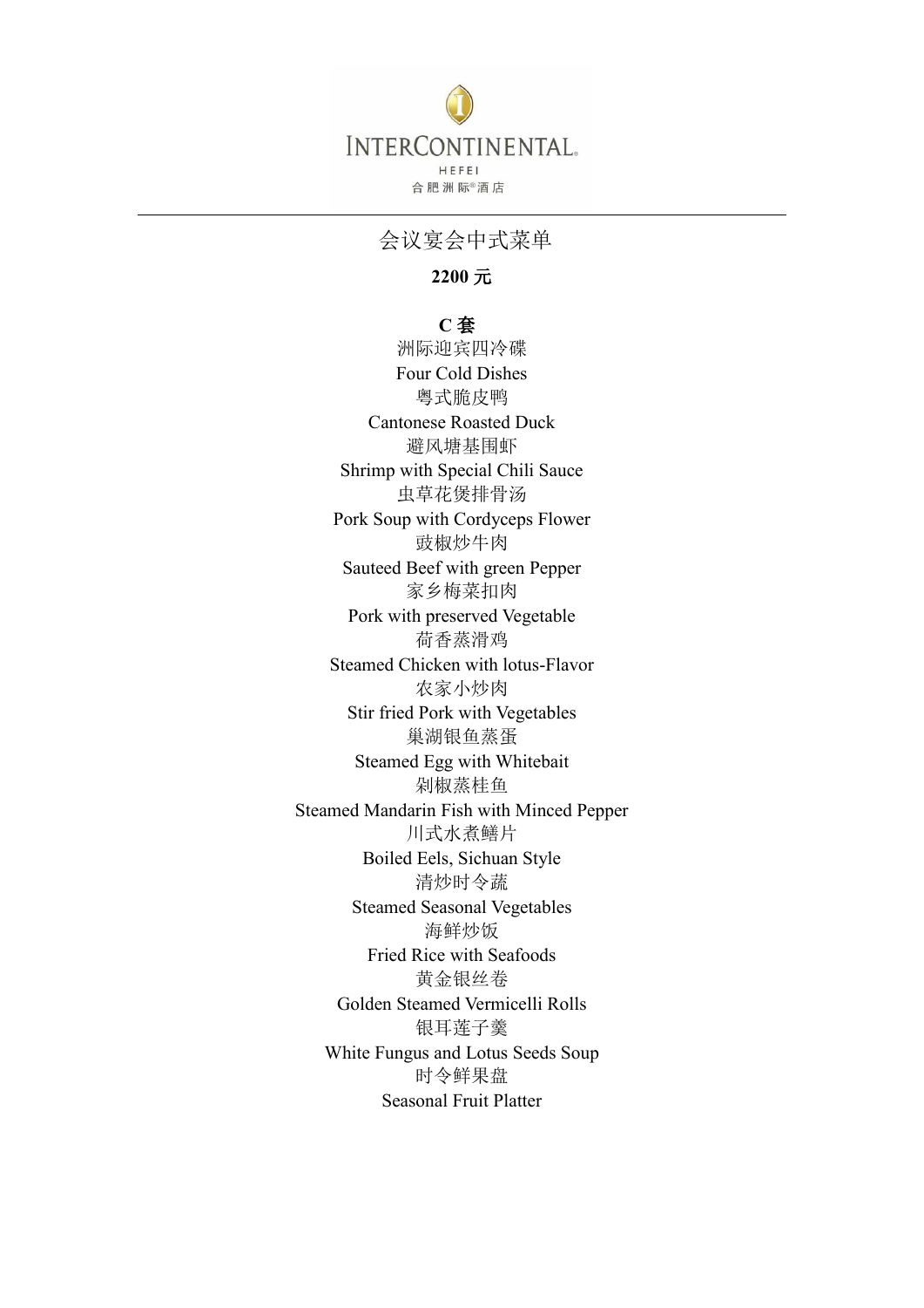INTERCONTINENTAL

HEFEI

合肥洲际®酒店

---

# 会议宴会中式菜单

**2200 元**

**C 套**

洲际迎宾四冷碟

Four Cold Dishes

粤式脆皮鸭

Cantonese Roasted Duck

避风塘基围虾

Shrimp with Special Chili Sauce

虫草花煲排骨汤

Pork Soup with Cordyceps Flower

豉椒炒牛肉

Sauteed Beef with green Pepper

家乡梅菜扣肉

Pork with preserved Vegetable

荷香蒸滑鸡

Steamed Chicken with lotus-Flavor

农家小炒肉

Stir fried Pork with Vegetables

巢湖银鱼蒸蛋

Steamed Egg with Whitebait

剁椒蒸桂鱼

Steamed Mandarin Fish with Minced Pepper

川式水煮鳝片

Boiled Eels, Sichuan Style

清炒时令蔬

Steamed Seasonal Vegetables

海鲜炒饭

Fried Rice with Seafoods

黄金银丝卷

Golden Steamed Vermicelli Rolls

银耳莲子羹

White Fungus and Lotus Seeds Soup

时令鲜果盘

Seasonal Fruit Platter